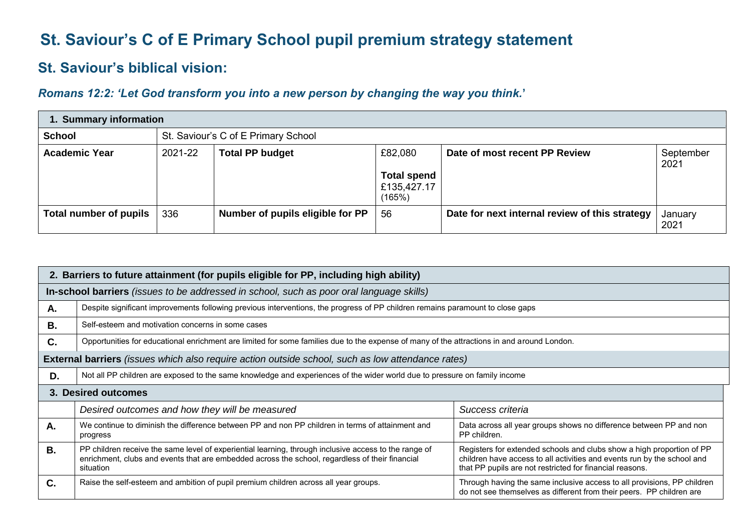# St. Saviour's C of E Primary School pupil premium strategy statement

## St. Saviour's biblical vision:

### *Romans 12:2: 'Let God transform you into a new person by changing the way you think.'*

| **1. Summary information** | | | | | |
|---|---|---|---|---|---|
| **School** | St. Saviour's C of E Primary School | | | | |
| **Academic Year** | 2021-22 | **Total PP budget** | £82,080<br><br>**Total spend** £135,427.17 (165%) | **Date of most recent PP Review** | September 2021 |
| **Total number of pupils** | 336 | **Number of pupils eligible for PP** | 56 | **Date for next internal review of this strategy** | January 2021 |

| **2. Barriers to future attainment (for pupils eligible for PP, including high ability)** | |
|---|---|
| **In-school barriers** *(issues to be addressed in school, such as poor oral language skills)* | |
| **A.** | Despite significant improvements following previous interventions, the progress of PP children remains paramount to close gaps |
| **B.** | Self-esteem and motivation concerns in some cases |
| **C.** | Opportunities for educational enrichment are limited for some families due to the expense of many of the attractions in and around London. |
| **External barriers** *(issues which also require action outside school, such as low attendance rates)* | |
| **D.** | Not all PP children are exposed to the same knowledge and experiences of the wider world due to pressure on family income |

| **3. Desired outcomes** | | |
|---|---|---|
| | *Desired outcomes and how they will be measured* | *Success criteria* |
| **A.** | We continue to diminish the difference between PP and non PP children in terms of attainment and progress | Data across all year groups shows no difference between PP and non PP children. |
| **B.** | PP children receive the same level of experiential learning, through inclusive access to the range of enrichment, clubs and events that are embedded across the school, regardless of their financial situation | Registers for extended schools and clubs show a high proportion of PP children have access to all activities and events run by the school and that PP pupils are not restricted for financial reasons. |
| **C.** | Raise the self-esteem and ambition of pupil premium children across all year groups. | Through having the same inclusive access to all provisions, PP children do not see themselves as different from their peers. PP children are |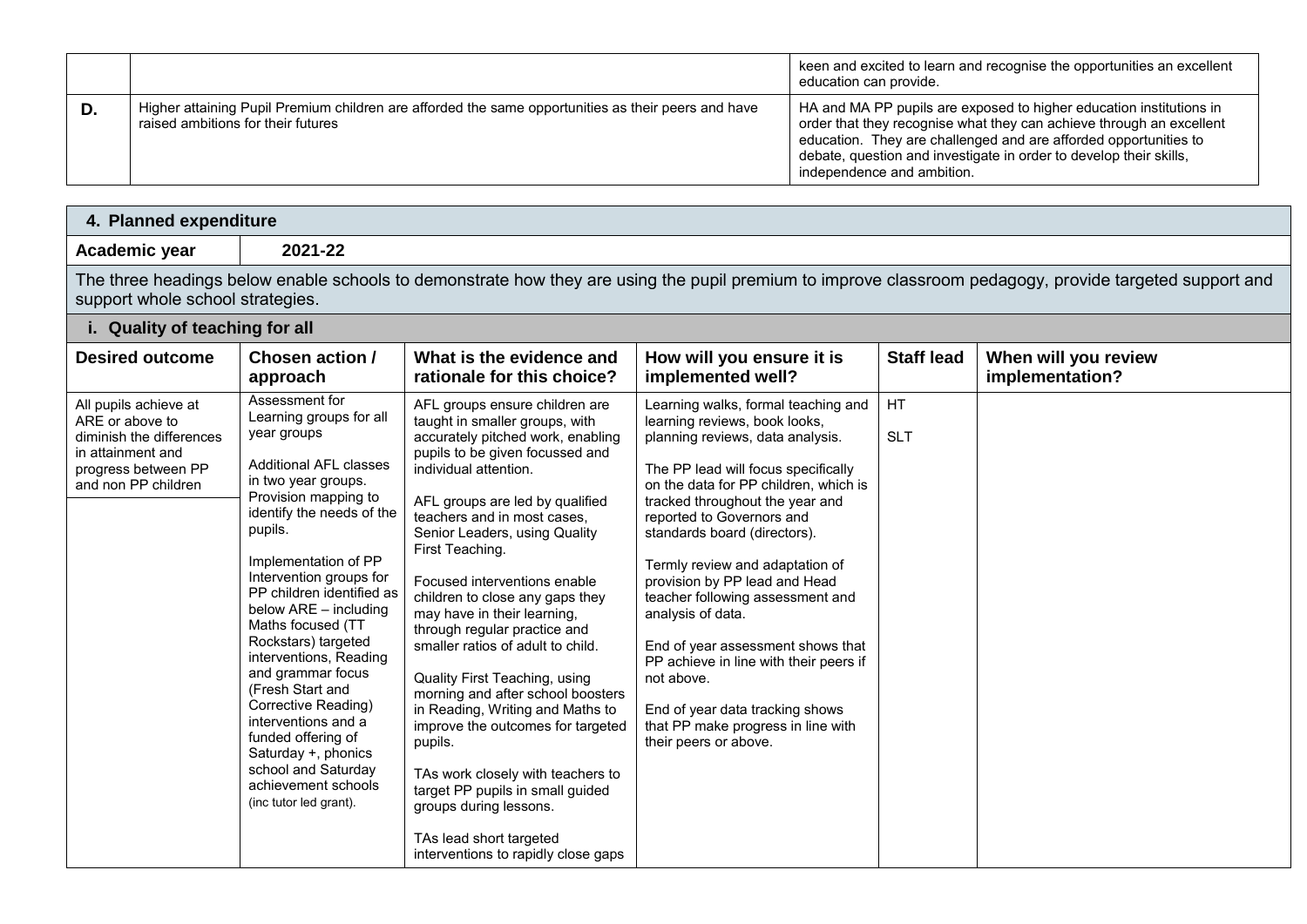| | | |
|---|---|---|
| | | keen and excited to learn and recognise the opportunities an excellent education can provide. |
| **D.** | Higher attaining Pupil Premium children are afforded the same opportunities as their peers and have raised ambitions for their futures | HA and MA PP pupils are exposed to higher education institutions in order that they recognise what they can achieve through an excellent education. They are challenged and are afforded opportunities to debate, question and investigate in order to develop their skills, independence and ambition. |

## 4. Planned expenditure

**Academic year** **2021-22**

The three headings below enable schools to demonstrate how they are using the pupil premium to improve classroom pedagogy, provide targeted support and support whole school strategies.

### i. Quality of teaching for all

| Desired outcome | Chosen action / approach | What is the evidence and rationale for this choice? | How will you ensure it is implemented well? | Staff lead | When will you review implementation? |
|---|---|---|---|---|---|
| All pupils achieve at ARE or above to diminish the differences in attainment and progress between PP and non PP children | Assessment for Learning groups for all year groups<br><br>Additional AFL classes in two year groups. Provision mapping to identify the needs of the pupils.<br><br>Implementation of PP Intervention groups for PP children identified as below ARE – including Maths focused (TT Rockstars) targeted interventions, Reading and grammar focus (Fresh Start and Corrective Reading) interventions and a funded offering of Saturday +, phonics school and Saturday achievement schools (inc tutor led grant). | AFL groups ensure children are taught in smaller groups, with accurately pitched work, enabling pupils to be given focussed and individual attention.<br><br>AFL groups are led by qualified teachers and in most cases, Senior Leaders, using Quality First Teaching.<br><br>Focused interventions enable children to close any gaps they may have in their learning, through regular practice and smaller ratios of adult to child.<br><br>Quality First Teaching, using morning and after school boosters in Reading, Writing and Maths to improve the outcomes for targeted pupils.<br><br>TAs work closely with teachers to target PP pupils in small guided groups during lessons.<br><br>TAs lead short targeted interventions to rapidly close gaps | Learning walks, formal teaching and learning reviews, book looks, planning reviews, data analysis.<br><br>The PP lead will focus specifically on the data for PP children, which is tracked throughout the year and reported to Governors and standards board (directors).<br><br>Termly review and adaptation of provision by PP lead and Head teacher following assessment and analysis of data.<br><br>End of year assessment shows that PP achieve in line with their peers if not above.<br><br>End of year data tracking shows that PP make progress in line with their peers or above. | HT<br><br>SLT | |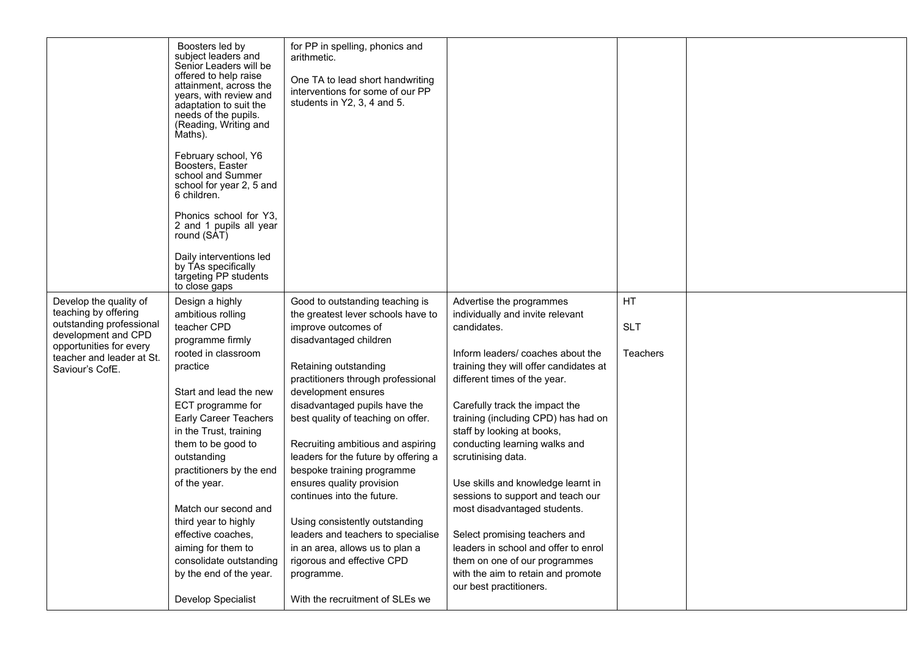| | | | | | |
|---|---|---|---|---|---|
| | Boosters led by subject leaders and Senior Leaders will be offered to help raise attainment, across the years, with review and adaptation to suit the needs of the pupils. (Reading, Writing and Maths).<br><br>February school, Y6 Boosters, Easter school and Summer school for year 2, 5 and 6 children.<br><br>Phonics school for Y3, 2 and 1 pupils all year round (SAT)<br><br>Daily interventions led by TAs specifically targeting PP students to close gaps | for PP in spelling, phonics and arithmetic.<br><br>One TA to lead short handwriting interventions for some of our PP students in Y2, 3, 4 and 5. | | | |
| Develop the quality of teaching by offering outstanding professional development and CPD opportunities for every teacher and leader at St. Saviour's CofE. | Design a highly ambitious rolling teacher CPD programme firmly rooted in classroom practice<br><br>Start and lead the new ECT programme for Early Career Teachers in the Trust, training them to be good to outstanding practitioners by the end of the year.<br><br>Match our second and third year to highly effective coaches, aiming for them to consolidate outstanding by the end of the year.<br><br>Develop Specialist | Good to outstanding teaching is the greatest lever schools have to improve outcomes of disadvantaged children<br><br>Retaining outstanding practitioners through professional development ensures disadvantaged pupils have the best quality of teaching on offer.<br><br>Recruiting ambitious and aspiring leaders for the future by offering a bespoke training programme ensures quality provision continues into the future.<br><br>Using consistently outstanding leaders and teachers to specialise in an area, allows us to plan a rigorous and effective CPD programme.<br><br>With the recruitment of SLEs we | Advertise the programmes individually and invite relevant candidates.<br><br>Inform leaders/ coaches about the training they will offer candidates at different times of the year.<br><br>Carefully track the impact the training (including CPD) has had on staff by looking at books, conducting learning walks and scrutinising data.<br><br>Use skills and knowledge learnt in sessions to support and teach our most disadvantaged students.<br><br>Select promising teachers and leaders in school and offer to enrol them on one of our programmes with the aim to retain and promote our best practitioners. | HT<br><br>SLT<br><br>Teachers | |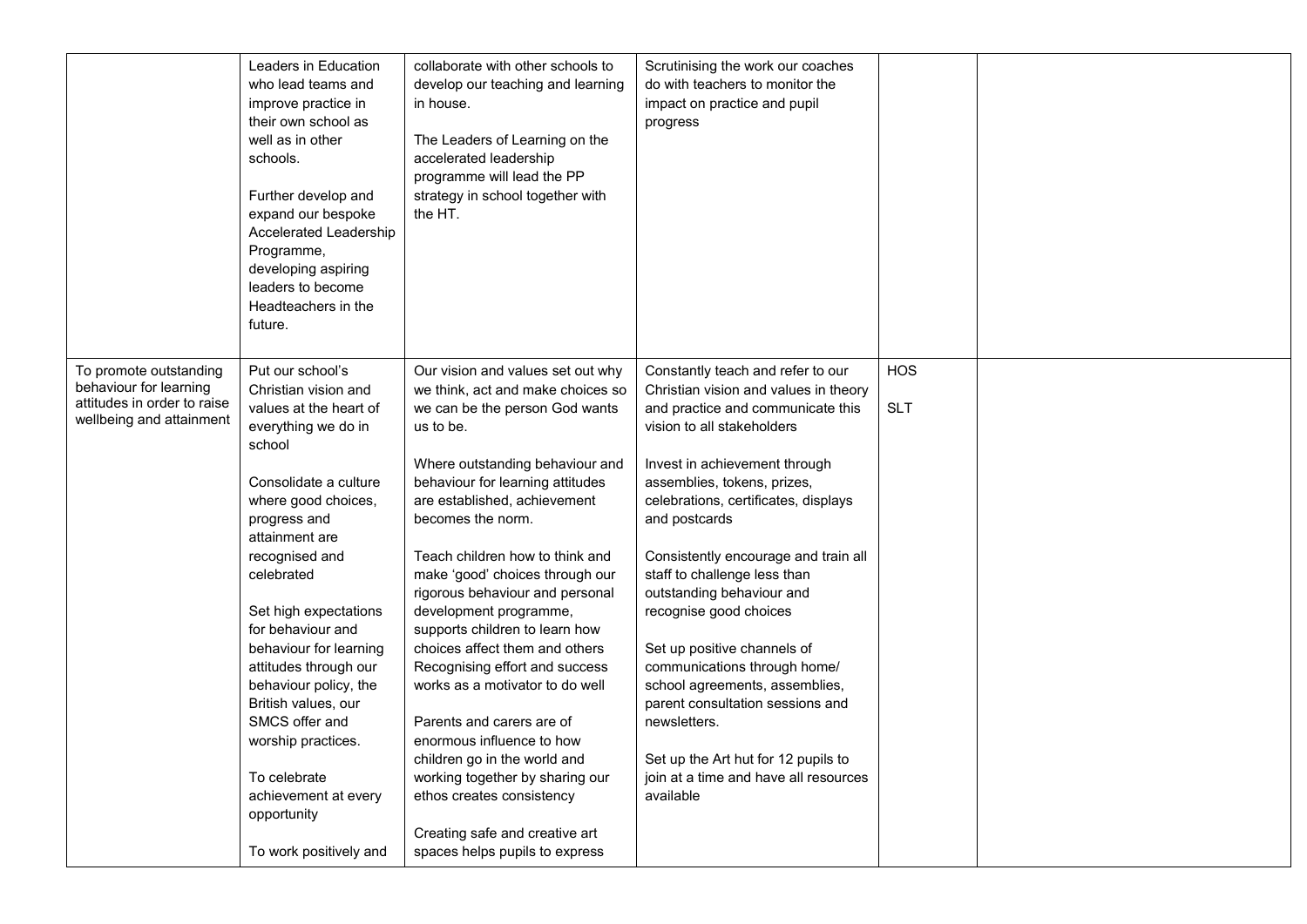| | | | | | |
|---|---|---|---|---|---|
| | Leaders in Education who lead teams and improve practice in their own school as well as in other schools.<br><br>Further develop and expand our bespoke Accelerated Leadership Programme, developing aspiring leaders to become Headteachers in the future. | collaborate with other schools to develop our teaching and learning in house.<br><br>The Leaders of Learning on the accelerated leadership programme will lead the PP strategy in school together with the HT. | Scrutinising the work our coaches do with teachers to monitor the impact on practice and pupil progress | | |
| To promote outstanding behaviour for learning attitudes in order to raise wellbeing and attainment | Put our school's Christian vision and values at the heart of everything we do in school<br><br>Consolidate a culture where good choices, progress and attainment are recognised and celebrated<br><br>Set high expectations for behaviour and behaviour for learning attitudes through our behaviour policy, the British values, our SMCS offer and worship practices.<br><br>To celebrate achievement at every opportunity<br><br>To work positively and | Our vision and values set out why we think, act and make choices so we can be the person God wants us to be.<br><br>Where outstanding behaviour and behaviour for learning attitudes are established, achievement becomes the norm.<br><br>Teach children how to think and make 'good' choices through our rigorous behaviour and personal development programme, supports children to learn how choices affect them and others Recognising effort and success works as a motivator to do well<br><br>Parents and carers are of enormous influence to how children go in the world and working together by sharing our ethos creates consistency<br><br>Creating safe and creative art spaces helps pupils to express | Constantly teach and refer to our Christian vision and values in theory and practice and communicate this vision to all stakeholders<br><br>Invest in achievement through assemblies, tokens, prizes, celebrations, certificates, displays and postcards<br><br>Consistently encourage and train all staff to challenge less than outstanding behaviour and recognise good choices<br><br>Set up positive channels of communications through home/ school agreements, assemblies, parent consultation sessions and newsletters.<br><br>Set up the Art hut for 12 pupils to join at a time and have all resources available | HOS<br><br>SLT | |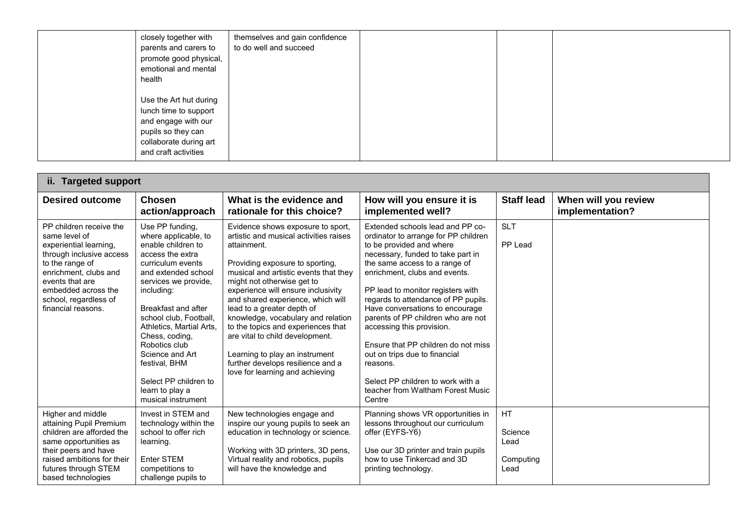| | | | | | |
|---|---|---|---|---|---|
| | closely together with parents and carers to promote good physical, emotional and mental health<br><br>Use the Art hut during lunch time to support and engage with our pupils so they can collaborate during art and craft activities | themselves and gain confidence to do well and succeed | | | |

## ii. Targeted support

| Desired outcome | Chosen action/approach | What is the evidence and rationale for this choice? | How will you ensure it is implemented well? | Staff lead | When will you review implementation? |
|---|---|---|---|---|---|
| PP children receive the same level of experiential learning, through inclusive access to the range of enrichment, clubs and events that are embedded across the school, regardless of financial reasons. | Use PP funding, where applicable, to enable children to access the extra curriculum events and extended school services we provide, including:<br><br>Breakfast and after school club, Football, Athletics, Martial Arts, Chess, coding, Robotics club Science and Art festival, BHM<br><br>Select PP children to learn to play a musical instrument | Evidence shows exposure to sport, artistic and musical activities raises attainment.<br><br>Providing exposure to sporting, musical and artistic events that they might not otherwise get to experience will ensure inclusivity and shared experience, which will lead to a greater depth of knowledge, vocabulary and relation to the topics and experiences that are vital to child development.<br><br>Learning to play an instrument further develops resilience and a love for learning and achieving | Extended schools lead and PP co-ordinator to arrange for PP children to be provided and where necessary, funded to take part in the same access to a range of enrichment, clubs and events.<br><br>PP lead to monitor registers with regards to attendance of PP pupils. Have conversations to encourage parents of PP children who are not accessing this provision.<br><br>Ensure that PP children do not miss out on trips due to financial reasons.<br><br>Select PP children to work with a teacher from Waltham Forest Music Centre | SLT<br><br>PP Lead | |
| Higher and middle attaining Pupil Premium children are afforded the same opportunities as their peers and have raised ambitions for their futures through STEM based technologies | Invest in STEM and technology within the school to offer rich learning.<br><br>Enter STEM competitions to challenge pupils to | New technologies engage and inspire our young pupils to seek an education in technology or science.<br><br>Working with 3D printers, 3D pens, Virtual reality and robotics, pupils will have the knowledge and | Planning shows VR opportunities in lessons throughout our curriculum offer (EYFS-Y6)<br><br>Use our 3D printer and train pupils how to use Tinkercad and 3D printing technology. | HT<br><br>Science Lead<br><br>Computing Lead | |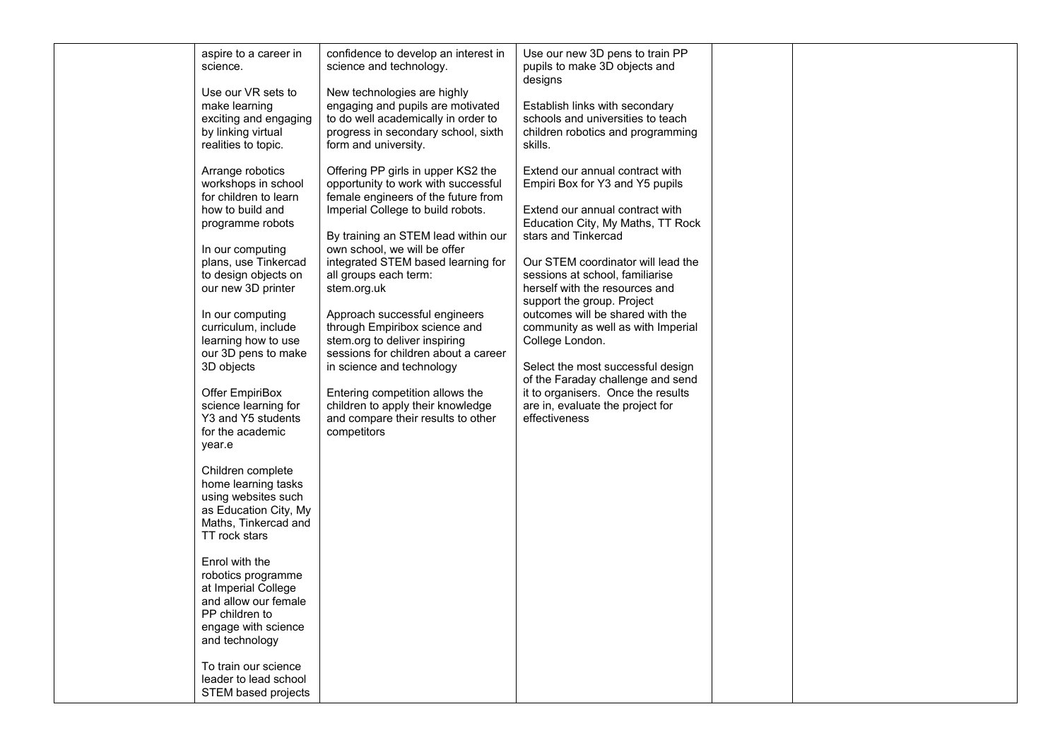| | | | | | |
|---|---|---|---|---|---|
| | aspire to a career in science.<br><br>Use our VR sets to make learning exciting and engaging by linking virtual realities to topic.<br><br>Arrange robotics workshops in school for children to learn how to build and programme robots<br><br>In our computing plans, use Tinkercad to design objects on our new 3D printer<br><br>In our computing curriculum, include learning how to use our 3D pens to make 3D objects<br><br>Offer EmpiriBox science learning for Y3 and Y5 students for the academic year.e<br><br>Children complete home learning tasks using websites such as Education City, My Maths, Tinkercad and TT rock stars<br><br>Enrol with the robotics programme at Imperial College and allow our female PP children to engage with science and technology<br><br>To train our science leader to lead school STEM based projects | confidence to develop an interest in science and technology.<br><br>New technologies are highly engaging and pupils are motivated to do well academically in order to progress in secondary school, sixth form and university.<br><br>Offering PP girls in upper KS2 the opportunity to work with successful female engineers of the future from Imperial College to build robots.<br><br>By training an STEM lead within our own school, we will be offer integrated STEM based learning for all groups each term: stem.org.uk<br><br>Approach successful engineers through Empiribox science and stem.org to deliver inspiring sessions for children about a career in science and technology<br><br>Entering competition allows the children to apply their knowledge and compare their results to other competitors | Use our new 3D pens to train PP pupils to make 3D objects and designs<br><br>Establish links with secondary schools and universities to teach children robotics and programming skills.<br><br>Extend our annual contract with Empiri Box for Y3 and Y5 pupils<br><br>Extend our annual contract with Education City, My Maths, TT Rock stars and Tinkercad<br><br>Our STEM coordinator will lead the sessions at school, familiarise herself with the resources and support the group. Project outcomes will be shared with the community as well as with Imperial College London.<br><br>Select the most successful design of the Faraday challenge and send it to organisers. Once the results are in, evaluate the project for effectiveness | | |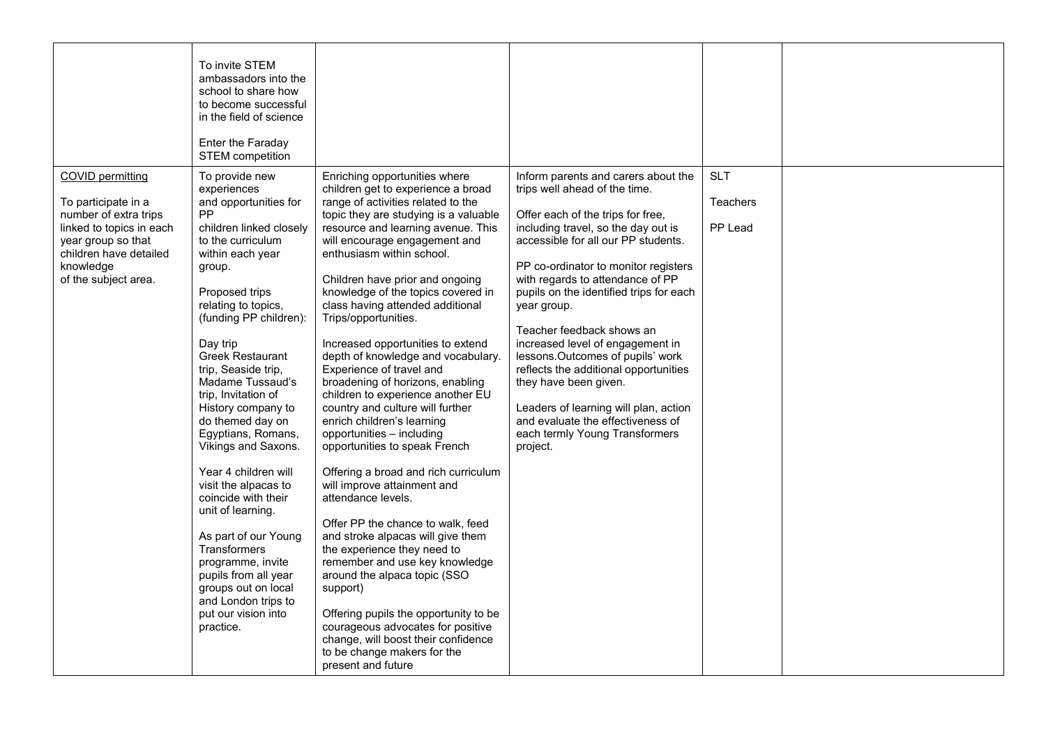| | | | | | |
|---|---|---|---|---|---|
| | To invite STEM ambassadors into the school to share how to become successful in the field of science<br><br>Enter the Faraday STEM competition | | | | |
| COVID permitting<br><br>To participate in a number of extra trips linked to topics in each year group so that children have detailed knowledge of the subject area. | To provide new experiences and opportunities for PP children linked closely to the curriculum within each year group.<br><br>Proposed trips relating to topics, (funding PP children):<br><br>Day trip<br>Greek Restaurant trip, Seaside trip, Madame Tussaud's trip, Invitation of History company to do themed day on Egyptians, Romans, Vikings and Saxons.<br><br>Year 4 children will visit the alpacas to coincide with their unit of learning.<br><br>As part of our Young Transformers programme, invite pupils from all year groups out on local and London trips to put our vision into practice. | Enriching opportunities where children get to experience a broad range of activities related to the topic they are studying is a valuable resource and learning avenue. This will encourage engagement and enthusiasm within school.<br><br>Children have prior and ongoing knowledge of the topics covered in class having attended additional Trips/opportunities.<br><br>Increased opportunities to extend depth of knowledge and vocabulary. Experience of travel and broadening of horizons, enabling children to experience another EU country and culture will further enrich children's learning opportunities – including opportunities to speak French<br><br>Offering a broad and rich curriculum will improve attainment and attendance levels.<br><br>Offer PP the chance to walk, feed and stroke alpacas will give them the experience they need to remember and use key knowledge around the alpaca topic (SSO support)<br><br>Offering pupils the opportunity to be courageous advocates for positive change, will boost their confidence to be change makers for the present and future | Inform parents and carers about the trips well ahead of the time.<br><br>Offer each of the trips for free, including travel, so the day out is accessible for all our PP students.<br><br>PP co-ordinator to monitor registers with regards to attendance of PP pupils on the identified trips for each year group.<br><br>Teacher feedback shows an increased level of engagement in lessons.Outcomes of pupils' work reflects the additional opportunities they have been given.<br><br>Leaders of learning will plan, action and evaluate the effectiveness of each termly Young Transformers project. | SLT<br><br>Teachers<br><br>PP Lead | |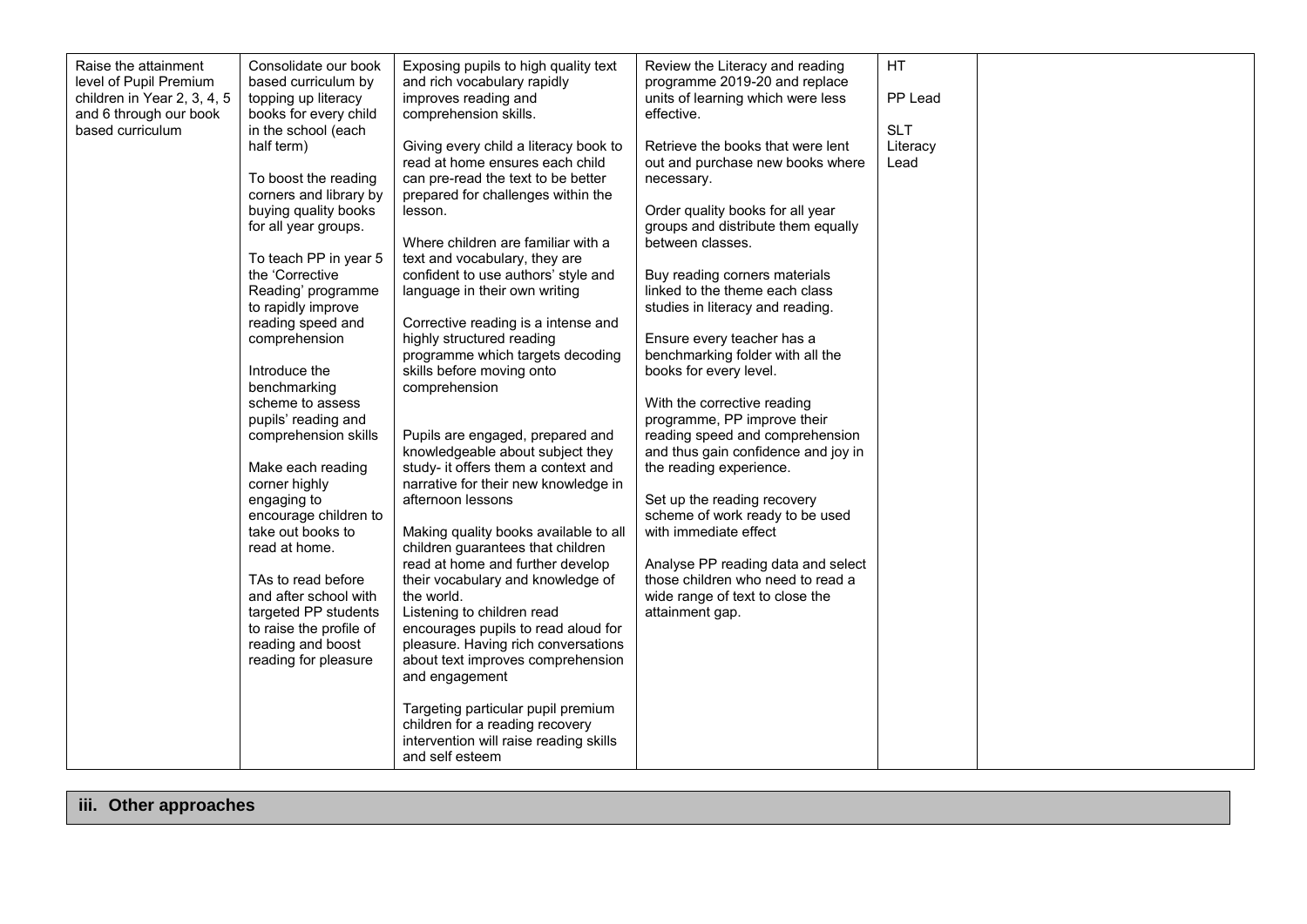| | | | | | |
|---|---|---|---|---|---|
| Raise the attainment level of Pupil Premium children in Year 2, 3, 4, 5 and 6 through our book based curriculum | Consolidate our book based curriculum by topping up literacy books for every child in the school (each half term)<br><br>To boost the reading corners and library by buying quality books for all year groups.<br><br>To teach PP in year 5 the 'Corrective Reading' programme to rapidly improve reading speed and comprehension<br><br>Introduce the benchmarking scheme to assess pupils' reading and comprehension skills<br><br>Make each reading corner highly engaging to encourage children to take out books to read at home.<br><br>TAs to read before and after school with targeted PP students to raise the profile of reading and boost reading for pleasure | Exposing pupils to high quality text and rich vocabulary rapidly improves reading and comprehension skills.<br><br>Giving every child a literacy book to read at home ensures each child can pre-read the text to be better prepared for challenges within the lesson.<br><br>Where children are familiar with a text and vocabulary, they are confident to use authors' style and language in their own writing<br><br>Corrective reading is a intense and highly structured reading programme which targets decoding skills before moving onto comprehension<br><br>Pupils are engaged, prepared and knowledgeable about subject they study- it offers them a context and narrative for their new knowledge in afternoon lessons<br><br>Making quality books available to all children guarantees that children read at home and further develop their vocabulary and knowledge of the world.<br>Listening to children read encourages pupils to read aloud for pleasure. Having rich conversations about text improves comprehension and engagement<br><br>Targeting particular pupil premium children for a reading recovery intervention will raise reading skills and self esteem | Review the Literacy and reading programme 2019-20 and replace units of learning which were less effective.<br><br>Retrieve the books that were lent out and purchase new books where necessary.<br><br>Order quality books for all year groups and distribute them equally between classes.<br><br>Buy reading corners materials linked to the theme each class studies in literacy and reading.<br><br>Ensure every teacher has a benchmarking folder with all the books for every level.<br><br>With the corrective reading programme, PP improve their reading speed and comprehension and thus gain confidence and joy in the reading experience.<br><br>Set up the reading recovery scheme of work ready to be used with immediate effect<br><br>Analyse PP reading data and select those children who need to read a wide range of text to close the attainment gap. | HT<br><br>PP Lead<br><br>SLT<br>Literacy Lead | |

## iii. Other approaches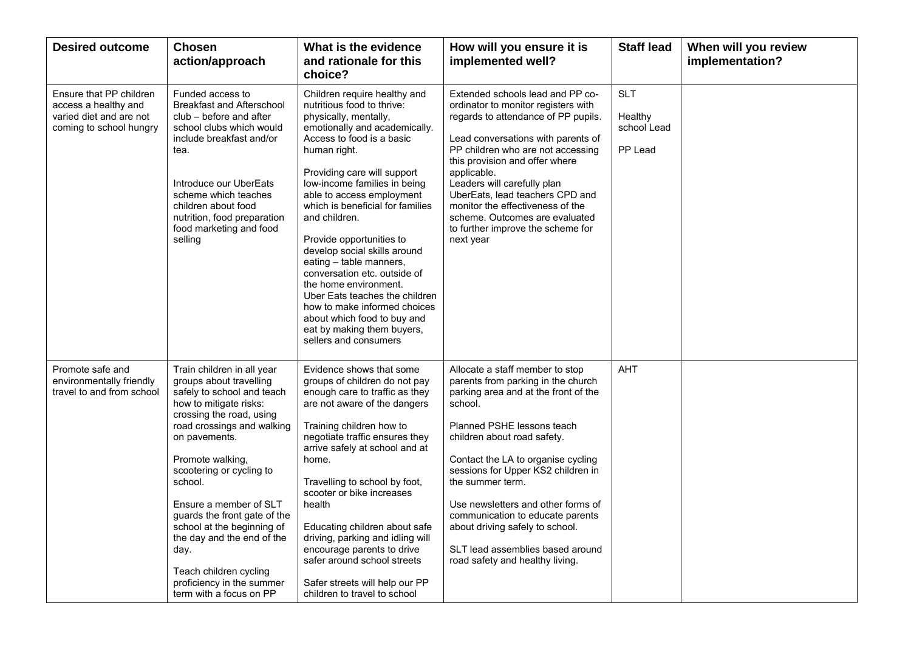| Desired outcome | Chosen action/approach | What is the evidence and rationale for this choice? | How will you ensure it is implemented well? | Staff lead | When will you review implementation? |
|---|---|---|---|---|---|
| Ensure that PP children access a healthy and varied diet and are not coming to school hungry | Funded access to Breakfast and Afterschool club – before and after school clubs which would include breakfast and/or tea.<br><br>Introduce our UberEats scheme which teaches children about food nutrition, food preparation food marketing and food selling | Children require healthy and nutritious food to thrive: physically, mentally, emotionally and academically. Access to food is a basic human right.<br><br>Providing care will support low-income families in being able to access employment which is beneficial for families and children.<br><br>Provide opportunities to develop social skills around eating – table manners, conversation etc. outside of the home environment.<br>Uber Eats teaches the children how to make informed choices about which food to buy and eat by making them buyers, sellers and consumers | Extended schools lead and PP co-ordinator to monitor registers with regards to attendance of PP pupils.<br><br>Lead conversations with parents of PP children who are not accessing this provision and offer where applicable.<br>Leaders will carefully plan UberEats, lead teachers CPD and monitor the effectiveness of the scheme. Outcomes are evaluated to further improve the scheme for next year | SLT<br><br>Healthy school Lead<br><br>PP Lead | |
| Promote safe and environmentally friendly travel to and from school | Train children in all year groups about travelling safely to school and teach how to mitigate risks: crossing the road, using road crossings and walking on pavements.<br><br>Promote walking, scootering or cycling to school.<br><br>Ensure a member of SLT guards the front gate of the school at the beginning of the day and the end of the day.<br><br>Teach children cycling proficiency in the summer term with a focus on PP | Evidence shows that some groups of children do not pay enough care to traffic as they are not aware of the dangers<br><br>Training children how to negotiate traffic ensures they arrive safely at school and at home.<br><br>Travelling to school by foot, scooter or bike increases health<br><br>Educating children about safe driving, parking and idling will encourage parents to drive safer around school streets<br><br>Safer streets will help our PP children to travel to school | Allocate a staff member to stop parents from parking in the church parking area and at the front of the school.<br><br>Planned PSHE lessons teach children about road safety.<br><br>Contact the LA to organise cycling sessions for Upper KS2 children in the summer term.<br><br>Use newsletters and other forms of communication to educate parents about driving safely to school.<br><br>SLT lead assemblies based around road safety and healthy living. | AHT | |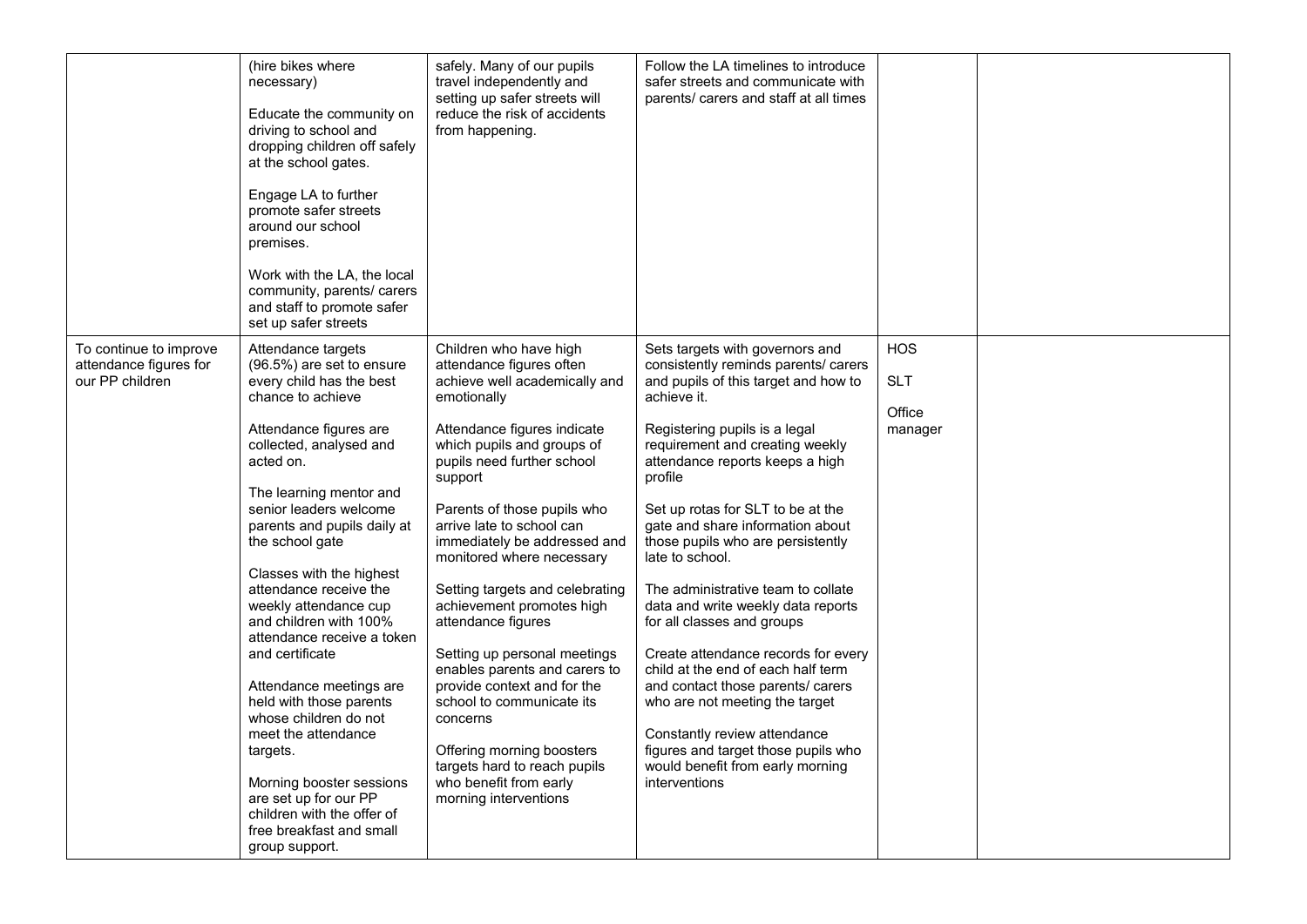| | | | | | |
|---|---|---|---|---|---|
| | (hire bikes where necessary)<br><br>Educate the community on driving to school and dropping children off safely at the school gates.<br><br>Engage LA to further promote safer streets around our school premises.<br><br>Work with the LA, the local community, parents/ carers and staff to promote safer set up safer streets | safely. Many of our pupils travel independently and setting up safer streets will reduce the risk of accidents from happening. | Follow the LA timelines to introduce safer streets and communicate with parents/ carers and staff at all times | | |
| To continue to improve attendance figures for our PP children | Attendance targets (96.5%) are set to ensure every child has the best chance to achieve<br><br>Attendance figures are collected, analysed and acted on.<br><br>The learning mentor and senior leaders welcome parents and pupils daily at the school gate<br><br>Classes with the highest attendance receive the weekly attendance cup and children with 100% attendance receive a token and certificate<br><br>Attendance meetings are held with those parents whose children do not meet the attendance targets.<br><br>Morning booster sessions are set up for our PP children with the offer of free breakfast and small group support. | Children who have high attendance figures often achieve well academically and emotionally<br><br>Attendance figures indicate which pupils and groups of pupils need further school support<br><br>Parents of those pupils who arrive late to school can immediately be addressed and monitored where necessary<br><br>Setting targets and celebrating achievement promotes high attendance figures<br><br>Setting up personal meetings enables parents and carers to provide context and for the school to communicate its concerns<br><br>Offering morning boosters targets hard to reach pupils who benefit from early morning interventions | Sets targets with governors and consistently reminds parents/ carers and pupils of this target and how to achieve it.<br><br>Registering pupils is a legal requirement and creating weekly attendance reports keeps a high profile<br><br>Set up rotas for SLT to be at the gate and share information about those pupils who are persistently late to school.<br><br>The administrative team to collate data and write weekly data reports for all classes and groups<br><br>Create attendance records for every child at the end of each half term and contact those parents/ carers who are not meeting the target<br><br>Constantly review attendance figures and target those pupils who would benefit from early morning interventions | HOS<br><br>SLT<br><br>Office manager | |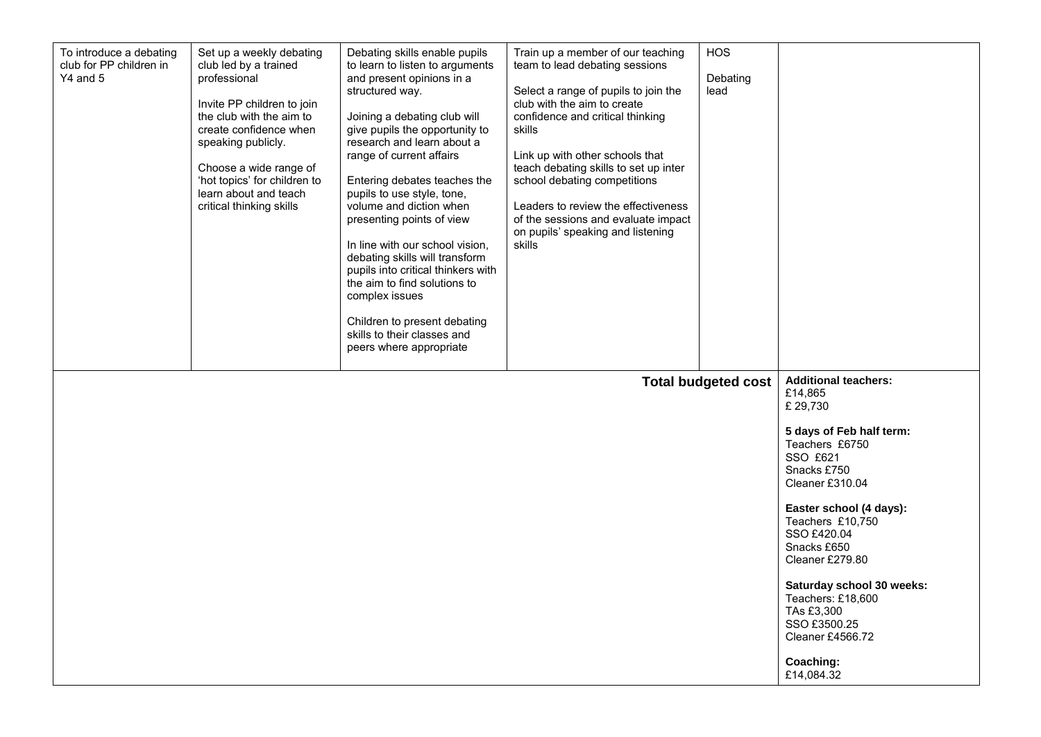| | | | | | |
|---|---|---|---|---|---|
| To introduce a debating club for PP children in Y4 and 5 | Set up a weekly debating club led by a trained professional<br><br>Invite PP children to join the club with the aim to create confidence when speaking publicly.<br><br>Choose a wide range of 'hot topics' for children to learn about and teach critical thinking skills | Debating skills enable pupils to learn to listen to arguments and present opinions in a structured way.<br><br>Joining a debating club will give pupils the opportunity to research and learn about a range of current affairs<br><br>Entering debates teaches the pupils to use style, tone, volume and diction when presenting points of view<br><br>In line with our school vision, debating skills will transform pupils into critical thinkers with the aim to find solutions to complex issues<br><br>Children to present debating skills to their classes and peers where appropriate | Train up a member of our teaching team to lead debating sessions<br><br>Select a range of pupils to join the club with the aim to create confidence and critical thinking skills<br><br>Link up with other schools that teach debating skills to set up inter school debating competitions<br><br>Leaders to review the effectiveness of the sessions and evaluate impact on pupils' speaking and listening skills | HOS<br><br>Debating lead | |
| | | | | **Total budgeted cost** | **Additional teachers:**<br>£14,865<br>£ 29,730<br><br>**5 days of Feb half term:**<br>Teachers £6750<br>SSO £621<br>Snacks £750<br>Cleaner £310.04<br><br>**Easter school (4 days):**<br>Teachers £10,750<br>SSO £420.04<br>Snacks £650<br>Cleaner £279.80<br><br>**Saturday school 30 weeks:**<br>Teachers: £18,600<br>TAs £3,300<br>SSO £3500.25<br>Cleaner £4566.72<br><br>**Coaching:**<br>£14,084.32 |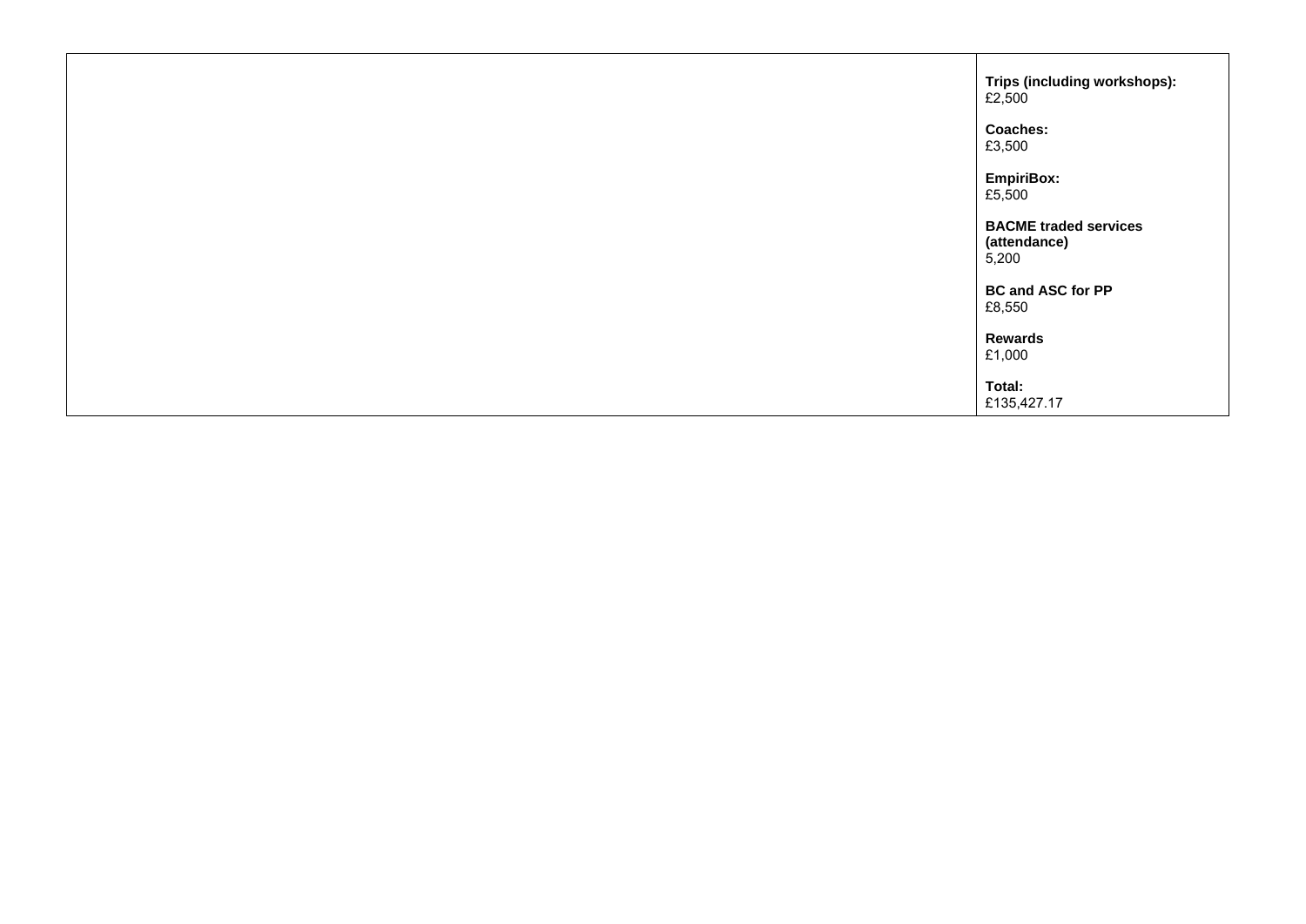| | |
|---|---|
| | **Trips (including workshops):**<br>£2,500<br><br>**Coaches:**<br>£3,500<br><br>**EmpiriBox:**<br>£5,500<br><br>**BACME traded services (attendance)**<br>5,200<br><br>**BC and ASC for PP**<br>£8,550<br><br>**Rewards**<br>£1,000<br><br>**Total:**<br>£135,427.17 |